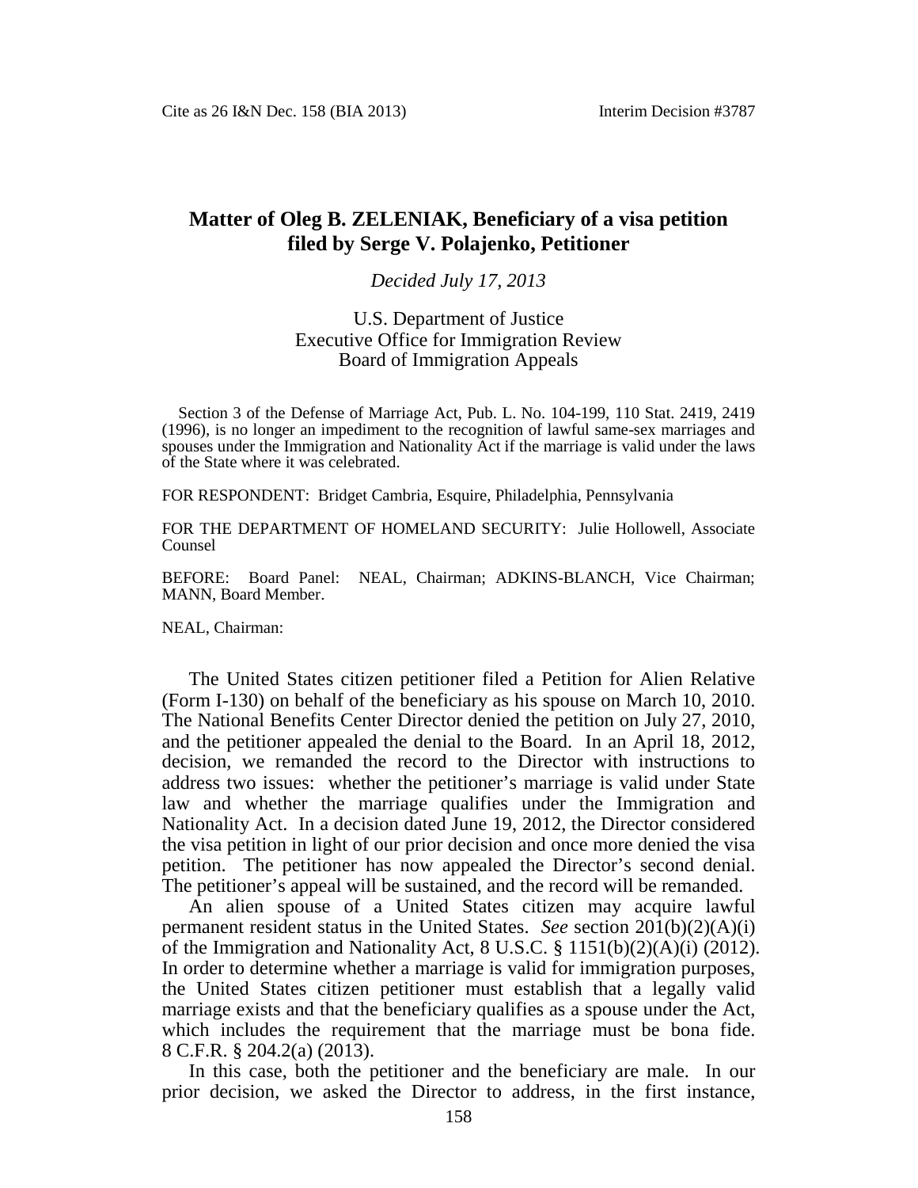# Matter of Oleg B. ZELENIAK, Beneficiary of a visa petition filed by Serge V. Polajenko, Petitioner

*Decided July 17, 2013*

U.S. Department of Justice
Executive Office for Immigration Review
Board of Immigration Appeals

Section 3 of the Defense of Marriage Act, Pub. L. No. 104-199, 110 Stat. 2419, 2419 (1996), is no longer an impediment to the recognition of lawful same-sex marriages and spouses under the Immigration and Nationality Act if the marriage is valid under the laws of the State where it was celebrated.

FOR RESPONDENT: Bridget Cambria, Esquire, Philadelphia, Pennsylvania

FOR THE DEPARTMENT OF HOMELAND SECURITY: Julie Hollowell, Associate Counsel

BEFORE: Board Panel: NEAL, Chairman; ADKINS-BLANCH, Vice Chairman; MANN, Board Member.

NEAL, Chairman:

The United States citizen petitioner filed a Petition for Alien Relative (Form I-130) on behalf of the beneficiary as his spouse on March 10, 2010. The National Benefits Center Director denied the petition on July 27, 2010, and the petitioner appealed the denial to the Board. In an April 18, 2012, decision, we remanded the record to the Director with instructions to address two issues: whether the petitioner's marriage is valid under State law and whether the marriage qualifies under the Immigration and Nationality Act. In a decision dated June 19, 2012, the Director considered the visa petition in light of our prior decision and once more denied the visa petition. The petitioner has now appealed the Director's second denial. The petitioner's appeal will be sustained, and the record will be remanded.

An alien spouse of a United States citizen may acquire lawful permanent resident status in the United States. *See* section 201(b)(2)(A)(i) of the Immigration and Nationality Act, 8 U.S.C. § 1151(b)(2)(A)(i) (2012). In order to determine whether a marriage is valid for immigration purposes, the United States citizen petitioner must establish that a legally valid marriage exists and that the beneficiary qualifies as a spouse under the Act, which includes the requirement that the marriage must be bona fide. 8 C.F.R. § 204.2(a) (2013).

In this case, both the petitioner and the beneficiary are male. In our prior decision, we asked the Director to address, in the first instance,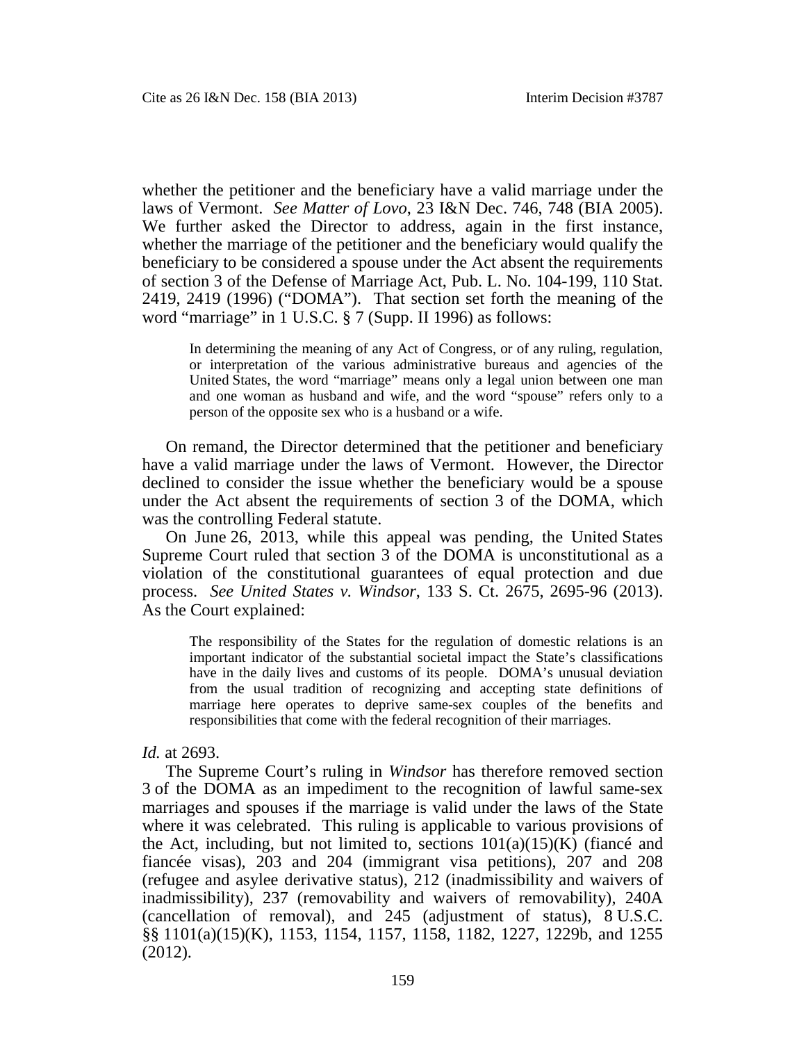whether the petitioner and the beneficiary have a valid marriage under the laws of Vermont. *See Matter of Lovo*, 23 I&N Dec. 746, 748 (BIA 2005). We further asked the Director to address, again in the first instance, whether the marriage of the petitioner and the beneficiary would qualify the beneficiary to be considered a spouse under the Act absent the requirements of section 3 of the Defense of Marriage Act, Pub. L. No. 104-199, 110 Stat. 2419, 2419 (1996) ("DOMA"). That section set forth the meaning of the word "marriage" in 1 U.S.C. § 7 (Supp. II 1996) as follows:

> In determining the meaning of any Act of Congress, or of any ruling, regulation, or interpretation of the various administrative bureaus and agencies of the United States, the word "marriage" means only a legal union between one man and one woman as husband and wife, and the word "spouse" refers only to a person of the opposite sex who is a husband or a wife.

On remand, the Director determined that the petitioner and beneficiary have a valid marriage under the laws of Vermont. However, the Director declined to consider the issue whether the beneficiary would be a spouse under the Act absent the requirements of section 3 of the DOMA, which was the controlling Federal statute.

On June 26, 2013, while this appeal was pending, the United States Supreme Court ruled that section 3 of the DOMA is unconstitutional as a violation of the constitutional guarantees of equal protection and due process. *See United States v. Windsor*, 133 S. Ct. 2675, 2695-96 (2013). As the Court explained:

> The responsibility of the States for the regulation of domestic relations is an important indicator of the substantial societal impact the State's classifications have in the daily lives and customs of its people. DOMA's unusual deviation from the usual tradition of recognizing and accepting state definitions of marriage here operates to deprive same-sex couples of the benefits and responsibilities that come with the federal recognition of their marriages.

*Id.* at 2693.

The Supreme Court's ruling in *Windsor* has therefore removed section 3 of the DOMA as an impediment to the recognition of lawful same-sex marriages and spouses if the marriage is valid under the laws of the State where it was celebrated. This ruling is applicable to various provisions of the Act, including, but not limited to, sections 101(a)(15)(K) (fiancé and fiancée visas), 203 and 204 (immigrant visa petitions), 207 and 208 (refugee and asylee derivative status), 212 (inadmissibility and waivers of inadmissibility), 237 (removability and waivers of removability), 240A (cancellation of removal), and 245 (adjustment of status), 8 U.S.C. §§ 1101(a)(15)(K), 1153, 1154, 1157, 1158, 1182, 1227, 1229b, and 1255 (2012).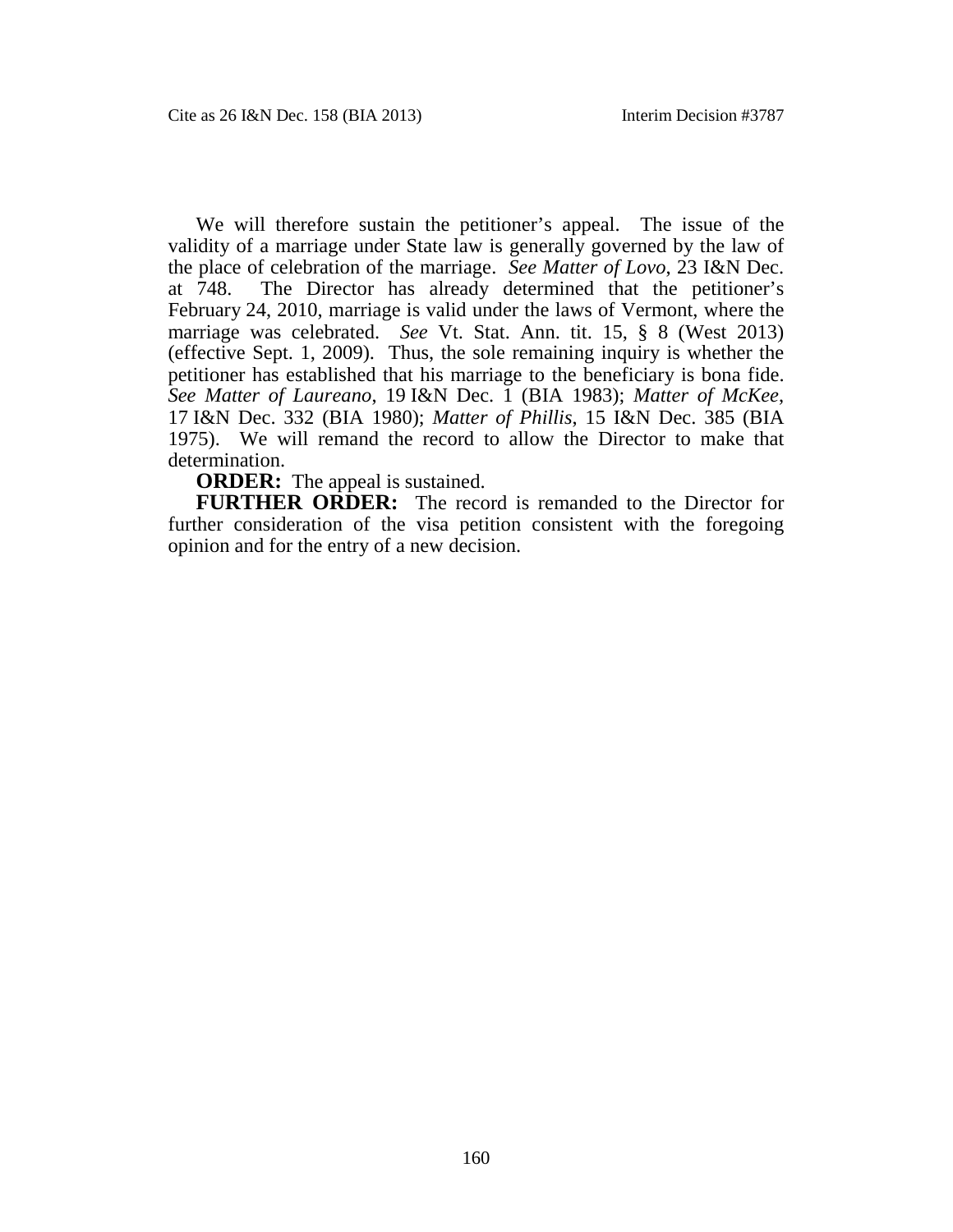We will therefore sustain the petitioner's appeal. The issue of the validity of a marriage under State law is generally governed by the law of the place of celebration of the marriage. *See Matter of Lovo*, 23 I&N Dec. at 748. The Director has already determined that the petitioner's February 24, 2010, marriage is valid under the laws of Vermont, where the marriage was celebrated. *See* Vt. Stat. Ann. tit. 15, § 8 (West 2013) (effective Sept. 1, 2009). Thus, the sole remaining inquiry is whether the petitioner has established that his marriage to the beneficiary is bona fide. *See Matter of Laureano*, 19 I&N Dec. 1 (BIA 1983); *Matter of McKee*, 17 I&N Dec. 332 (BIA 1980); *Matter of Phillis*, 15 I&N Dec. 385 (BIA 1975). We will remand the record to allow the Director to make that determination.

**ORDER:** The appeal is sustained.

**FURTHER ORDER:** The record is remanded to the Director for further consideration of the visa petition consistent with the foregoing opinion and for the entry of a new decision.